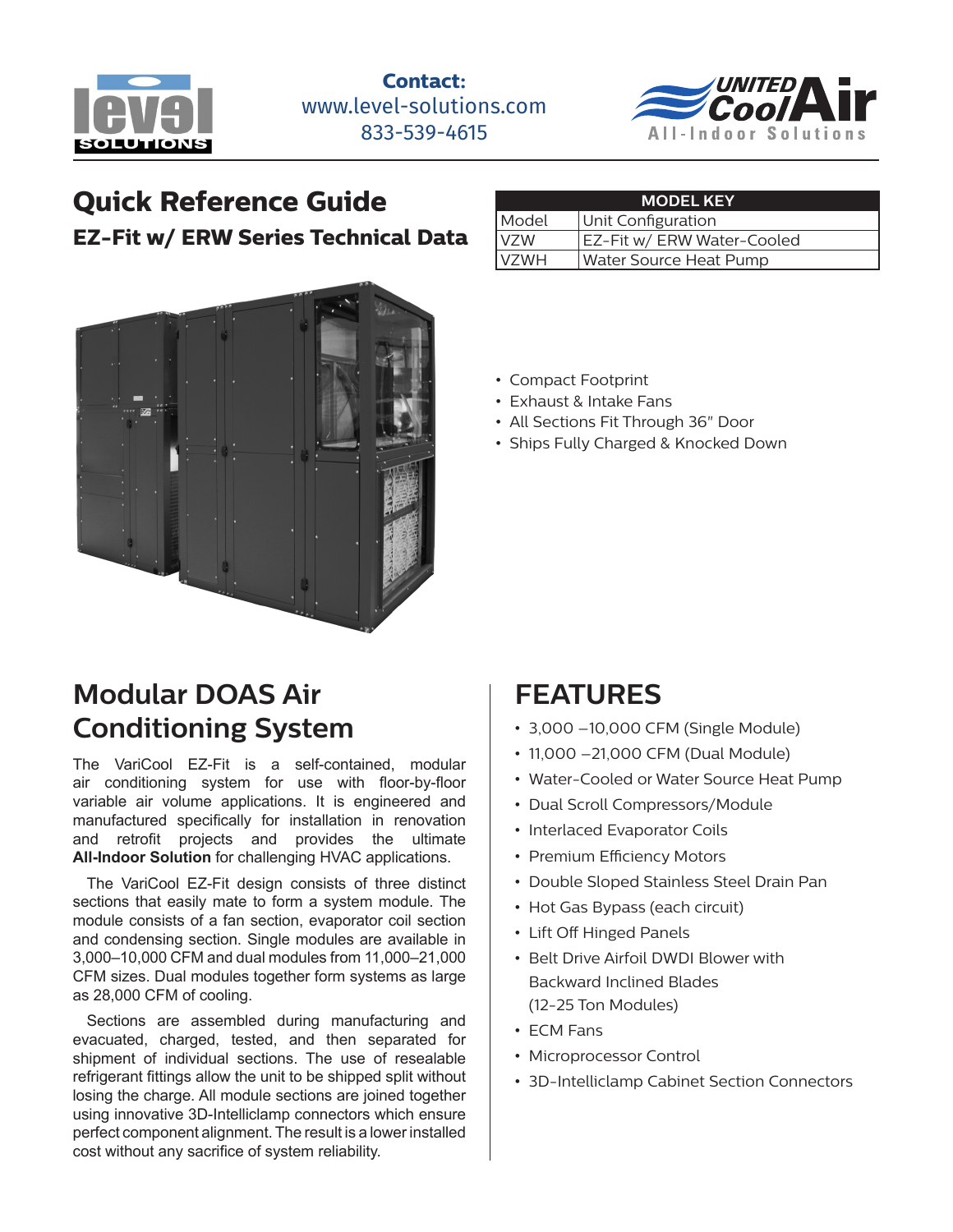**Contact:**
www.level-solutions.com
833-539-4615

# Quick Reference Guide

## EZ-Fit w/ ERW Series Technical Data

| MODEL KEY | |
|---|---|
| Model | Unit Configuration |
| VZW | EZ-Fit w/ ERW Water-Cooled |
| VZWH | Water Source Heat Pump |

- Compact Footprint
- Exhaust & Intake Fans
- All Sections Fit Through 36" Door
- Ships Fully Charged & Knocked Down

## Modular DOAS Air Conditioning System

The VariCool EZ-Fit is a self-contained, modular air conditioning system for use with floor-by-floor variable air volume applications. It is engineered and manufactured specifically for installation in renovation and retrofit projects and provides the ultimate **All-Indoor Solution** for challenging HVAC applications.

The VariCool EZ-Fit design consists of three distinct sections that easily mate to form a system module. The module consists of a fan section, evaporator coil section and condensing section. Single modules are available in 3,000–10,000 CFM and dual modules from 11,000–21,000 CFM sizes. Dual modules together form systems as large as 28,000 CFM of cooling.

Sections are assembled during manufacturing and evacuated, charged, tested, and then separated for shipment of individual sections. The use of resealable refrigerant fittings allow the unit to be shipped split without losing the charge. All module sections are joined together using innovative 3D-Intelliclamp connectors which ensure perfect component alignment. The result is a lower installed cost without any sacrifice of system reliability.

## FEATURES

- 3,000 –10,000 CFM (Single Module)
- 11,000 –21,000 CFM (Dual Module)
- Water-Cooled or Water Source Heat Pump
- Dual Scroll Compressors/Module
- Interlaced Evaporator Coils
- Premium Efficiency Motors
- Double Sloped Stainless Steel Drain Pan
- Hot Gas Bypass (each circuit)
- Lift Off Hinged Panels
- Belt Drive Airfoil DWDI Blower with Backward Inclined Blades (12-25 Ton Modules)
- ECM Fans
- Microprocessor Control
- 3D-Intelliclamp Cabinet Section Connectors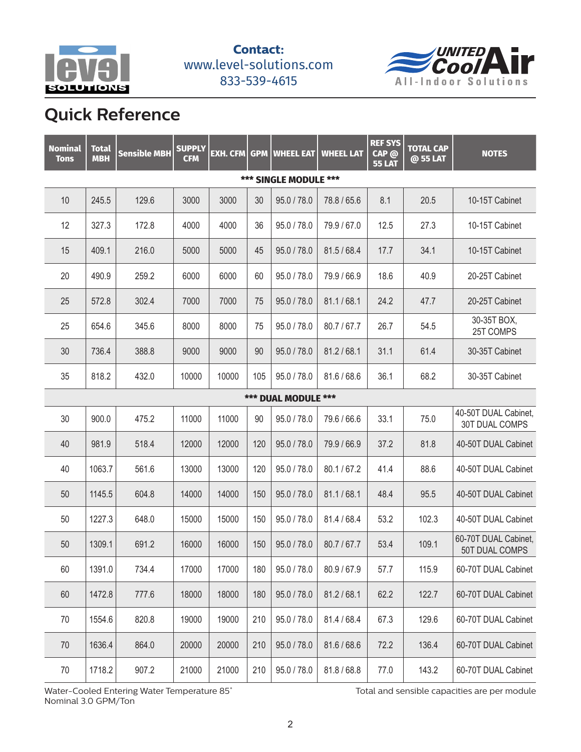**Contact:**
www.level-solutions.com
833-539-4615

## Quick Reference

| Nominal Tons | Total MBH | Sensible MBH | SUPPLY CFM | EXH. CFM | GPM | WHEEL EAT | WHEEL LAT | REF SYS CAP @ 55 LAT | TOTAL CAP @ 55 LAT | NOTES |
|---|---|---|---|---|---|---|---|---|---|---|
| *** SINGLE MODULE *** | | | | | | | | | | |
| 10 | 245.5 | 129.6 | 3000 | 3000 | 30 | 95.0 / 78.0 | 78.8 / 65.6 | 8.1 | 20.5 | 10-15T Cabinet |
| 12 | 327.3 | 172.8 | 4000 | 4000 | 36 | 95.0 / 78.0 | 79.9 / 67.0 | 12.5 | 27.3 | 10-15T Cabinet |
| 15 | 409.1 | 216.0 | 5000 | 5000 | 45 | 95.0 / 78.0 | 81.5 / 68.4 | 17.7 | 34.1 | 10-15T Cabinet |
| 20 | 490.9 | 259.2 | 6000 | 6000 | 60 | 95.0 / 78.0 | 79.9 / 66.9 | 18.6 | 40.9 | 20-25T Cabinet |
| 25 | 572.8 | 302.4 | 7000 | 7000 | 75 | 95.0 / 78.0 | 81.1 / 68.1 | 24.2 | 47.7 | 20-25T Cabinet |
| 25 | 654.6 | 345.6 | 8000 | 8000 | 75 | 95.0 / 78.0 | 80.7 / 67.7 | 26.7 | 54.5 | 30-35T BOX, 25T COMPS |
| 30 | 736.4 | 388.8 | 9000 | 9000 | 90 | 95.0 / 78.0 | 81.2 / 68.1 | 31.1 | 61.4 | 30-35T Cabinet |
| 35 | 818.2 | 432.0 | 10000 | 10000 | 105 | 95.0 / 78.0 | 81.6 / 68.6 | 36.1 | 68.2 | 30-35T Cabinet |
| *** DUAL MODULE *** | | | | | | | | | | |
| 30 | 900.0 | 475.2 | 11000 | 11000 | 90 | 95.0 / 78.0 | 79.6 / 66.6 | 33.1 | 75.0 | 40-50T DUAL Cabinet, 30T DUAL COMPS |
| 40 | 981.9 | 518.4 | 12000 | 12000 | 120 | 95.0 / 78.0 | 79.9 / 66.9 | 37.2 | 81.8 | 40-50T DUAL Cabinet |
| 40 | 1063.7 | 561.6 | 13000 | 13000 | 120 | 95.0 / 78.0 | 80.1 / 67.2 | 41.4 | 88.6 | 40-50T DUAL Cabinet |
| 50 | 1145.5 | 604.8 | 14000 | 14000 | 150 | 95.0 / 78.0 | 81.1 / 68.1 | 48.4 | 95.5 | 40-50T DUAL Cabinet |
| 50 | 1227.3 | 648.0 | 15000 | 15000 | 150 | 95.0 / 78.0 | 81.4 / 68.4 | 53.2 | 102.3 | 40-50T DUAL Cabinet |
| 50 | 1309.1 | 691.2 | 16000 | 16000 | 150 | 95.0 / 78.0 | 80.7 / 67.7 | 53.4 | 109.1 | 60-70T DUAL Cabinet, 50T DUAL COMPS |
| 60 | 1391.0 | 734.4 | 17000 | 17000 | 180 | 95.0 / 78.0 | 80.9 / 67.9 | 57.7 | 115.9 | 60-70T DUAL Cabinet |
| 60 | 1472.8 | 777.6 | 18000 | 18000 | 180 | 95.0 / 78.0 | 81.2 / 68.1 | 62.2 | 122.7 | 60-70T DUAL Cabinet |
| 70 | 1554.6 | 820.8 | 19000 | 19000 | 210 | 95.0 / 78.0 | 81.4 / 68.4 | 67.3 | 129.6 | 60-70T DUAL Cabinet |
| 70 | 1636.4 | 864.0 | 20000 | 20000 | 210 | 95.0 / 78.0 | 81.6 / 68.6 | 72.2 | 136.4 | 60-70T DUAL Cabinet |
| 70 | 1718.2 | 907.2 | 21000 | 21000 | 210 | 95.0 / 78.0 | 81.8 / 68.8 | 77.0 | 143.2 | 60-70T DUAL Cabinet |

Water-Cooled Entering Water Temperature 85˚
Nominal 3.0 GPM/Ton

Total and sensible capacities are per module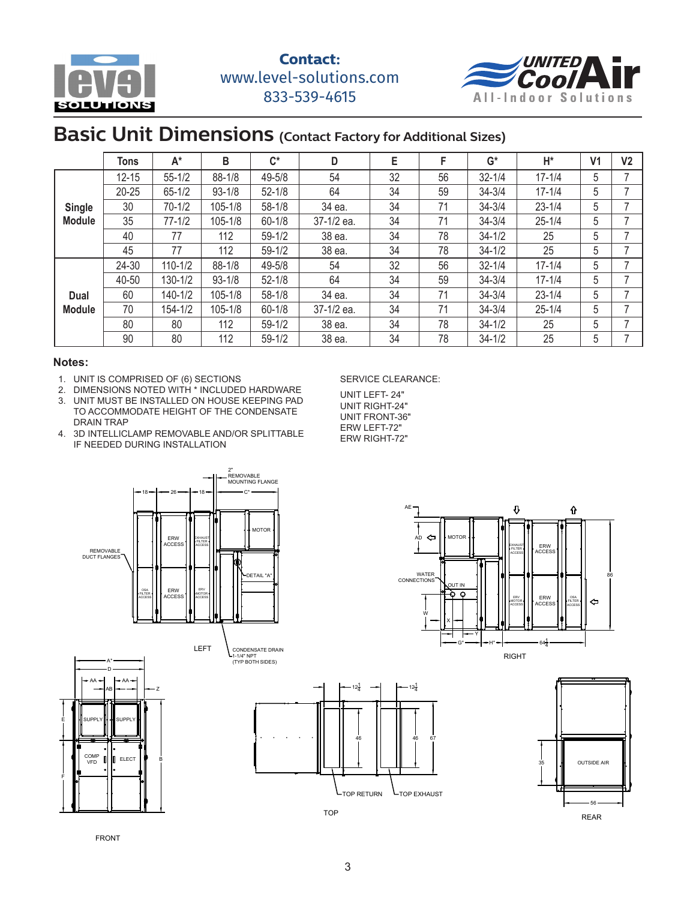**Contact:**
www.level-solutions.com
833-539-4615

# Basic Unit Dimensions (Contact Factory for Additional Sizes)

| | Tons | A* | B | C* | D | E | F | G* | H* | V1 | V2 |
|---|---|---|---|---|---|---|---|---|---|---|---|
| Single Module | 12-15 | 55-1/2 | 88-1/8 | 49-5/8 | 54 | 32 | 56 | 32-1/4 | 17-1/4 | 5 | 7 |
| | 20-25 | 65-1/2 | 93-1/8 | 52-1/8 | 64 | 34 | 59 | 34-3/4 | 17-1/4 | 5 | 7 |
| | 30 | 70-1/2 | 105-1/8 | 58-1/8 | 34 ea. | 34 | 71 | 34-3/4 | 23-1/4 | 5 | 7 |
| | 35 | 77-1/2 | 105-1/8 | 60-1/8 | 37-1/2 ea. | 34 | 71 | 34-3/4 | 25-1/4 | 5 | 7 |
| | 40 | 77 | 112 | 59-1/2 | 38 ea. | 34 | 78 | 34-1/2 | 25 | 5 | 7 |
| | 45 | 77 | 112 | 59-1/2 | 38 ea. | 34 | 78 | 34-1/2 | 25 | 5 | 7 |
| Dual Module | 24-30 | 110-1/2 | 88-1/8 | 49-5/8 | 54 | 32 | 56 | 32-1/4 | 17-1/4 | 5 | 7 |
| | 40-50 | 130-1/2 | 93-1/8 | 52-1/8 | 64 | 34 | 59 | 34-3/4 | 17-1/4 | 5 | 7 |
| | 60 | 140-1/2 | 105-1/8 | 58-1/8 | 34 ea. | 34 | 71 | 34-3/4 | 23-1/4 | 5 | 7 |
| | 70 | 154-1/2 | 105-1/8 | 60-1/8 | 37-1/2 ea. | 34 | 71 | 34-3/4 | 25-1/4 | 5 | 7 |
| | 80 | 80 | 112 | 59-1/2 | 38 ea. | 34 | 78 | 34-1/2 | 25 | 5 | 7 |
| | 90 | 80 | 112 | 59-1/2 | 38 ea. | 34 | 78 | 34-1/2 | 25 | 5 | 7 |

**Notes:**

1. UNIT IS COMPRISED OF (6) SECTIONS
2. DIMENSIONS NOTED WITH * INCLUDED HARDWARE
3. UNIT MUST BE INSTALLED ON HOUSE KEEPING PAD TO ACCOMMODATE HEIGHT OF THE CONDENSATE DRAIN TRAP
4. 3D INTELLICLAMP REMOVABLE AND/OR SPLITTABLE IF NEEDED DURING INSTALLATION

SERVICE CLEARANCE:

UNIT LEFT- 24"
UNIT RIGHT-24"
UNIT FRONT-36"
ERW LEFT-72"
ERW RIGHT-72"

LEFT

RIGHT

FRONT

TOP

REAR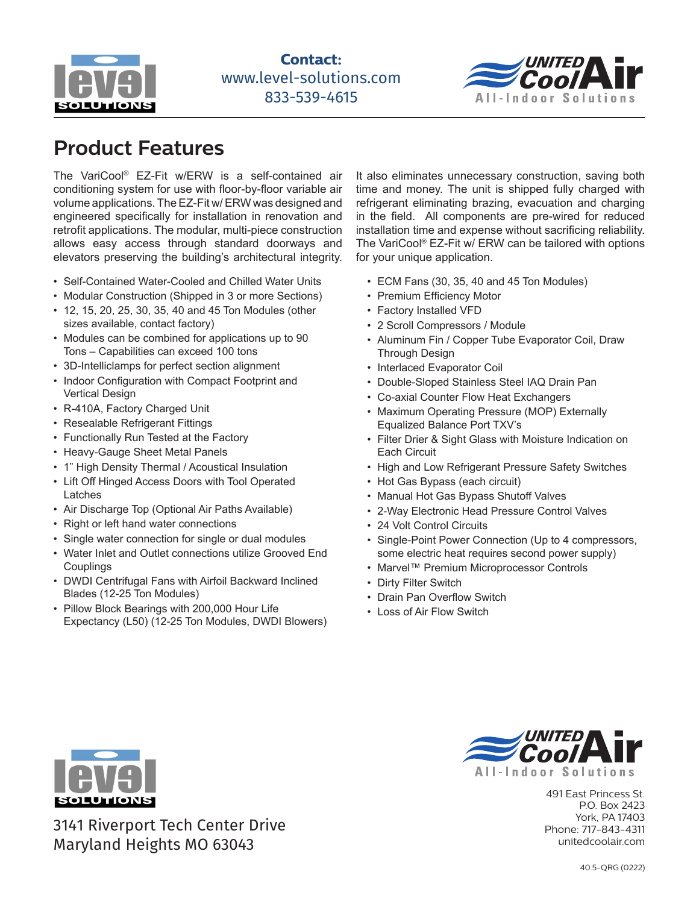**Contact:**
www.level-solutions.com
833-539-4615

# Product Features

The VariCool® EZ-Fit w/ERW is a self-contained air conditioning system for use with floor-by-floor variable air volume applications. The EZ-Fit w/ ERW was designed and engineered specifically for installation in renovation and retrofit applications. The modular, multi-piece construction allows easy access through standard doorways and elevators preserving the building's architectural integrity. It also eliminates unnecessary construction, saving both time and money. The unit is shipped fully charged with refrigerant eliminating brazing, evacuation and charging in the field. All components are pre-wired for reduced installation time and expense without sacrificing reliability. The VariCool® EZ-Fit w/ ERW can be tailored with options for your unique application.

- Self-Contained Water-Cooled and Chilled Water Units
- Modular Construction (Shipped in 3 or more Sections)
- 12, 15, 20, 25, 30, 35, 40 and 45 Ton Modules (other sizes available, contact factory)
- Modules can be combined for applications up to 90 Tons – Capabilities can exceed 100 tons
- 3D-Intelliclamps for perfect section alignment
- Indoor Configuration with Compact Footprint and Vertical Design
- R-410A, Factory Charged Unit
- Resealable Refrigerant Fittings
- Functionally Run Tested at the Factory
- Heavy-Gauge Sheet Metal Panels
- 1" High Density Thermal / Acoustical Insulation
- Lift Off Hinged Access Doors with Tool Operated Latches
- Air Discharge Top (Optional Air Paths Available)
- Right or left hand water connections
- Single water connection for single or dual modules
- Water Inlet and Outlet connections utilize Grooved End Couplings
- DWDI Centrifugal Fans with Airfoil Backward Inclined Blades (12-25 Ton Modules)
- Pillow Block Bearings with 200,000 Hour Life Expectancy (L50) (12-25 Ton Modules, DWDI Blowers)
- ECM Fans (30, 35, 40 and 45 Ton Modules)
- Premium Efficiency Motor
- Factory Installed VFD
- 2 Scroll Compressors / Module
- Aluminum Fin / Copper Tube Evaporator Coil, Draw Through Design
- Interlaced Evaporator Coil
- Double-Sloped Stainless Steel IAQ Drain Pan
- Co-axial Counter Flow Heat Exchangers
- Maximum Operating Pressure (MOP) Externally Equalized Balance Port TXV's
- Filter Drier & Sight Glass with Moisture Indication on Each Circuit
- High and Low Refrigerant Pressure Safety Switches
- Hot Gas Bypass (each circuit)
- Manual Hot Gas Bypass Shutoff Valves
- 2-Way Electronic Head Pressure Control Valves
- 24 Volt Control Circuits
- Single-Point Power Connection (Up to 4 compressors, some electric heat requires second power supply)
- Marvel™ Premium Microprocessor Controls
- Dirty Filter Switch
- Drain Pan Overflow Switch
- Loss of Air Flow Switch

3141 Riverport Tech Center Drive
Maryland Heights MO 63043

491 East Princess St.
P.O. Box 2423
York, PA 17403
Phone: 717-843-4311
unitedcoolair.com

40.5-QRG (0222)